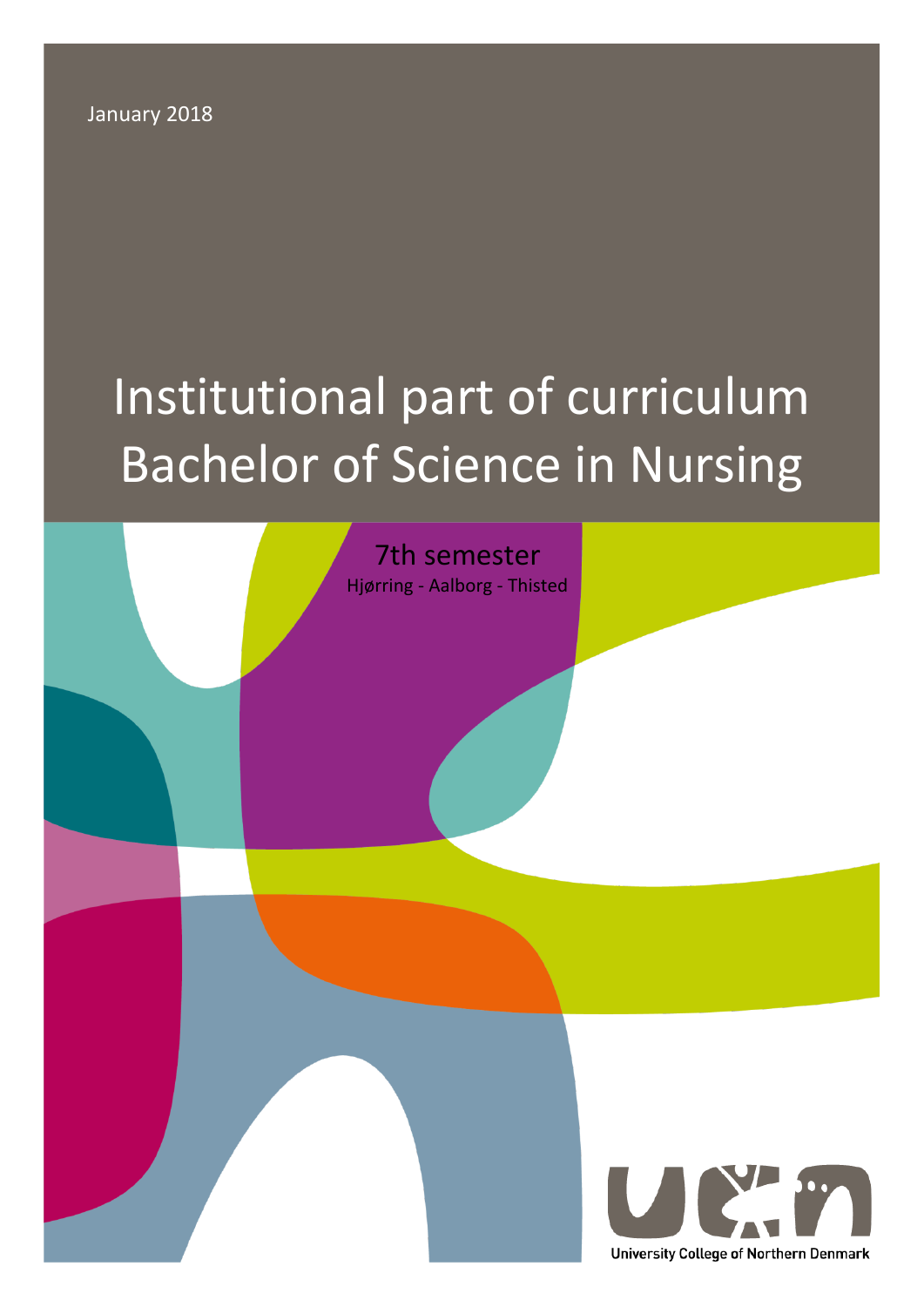January 2018

# Institutional part of curriculum Bachelor of Science in Nursing

7th semester

Hjørring - Aalborg - Thisted

University College of Northern Denmark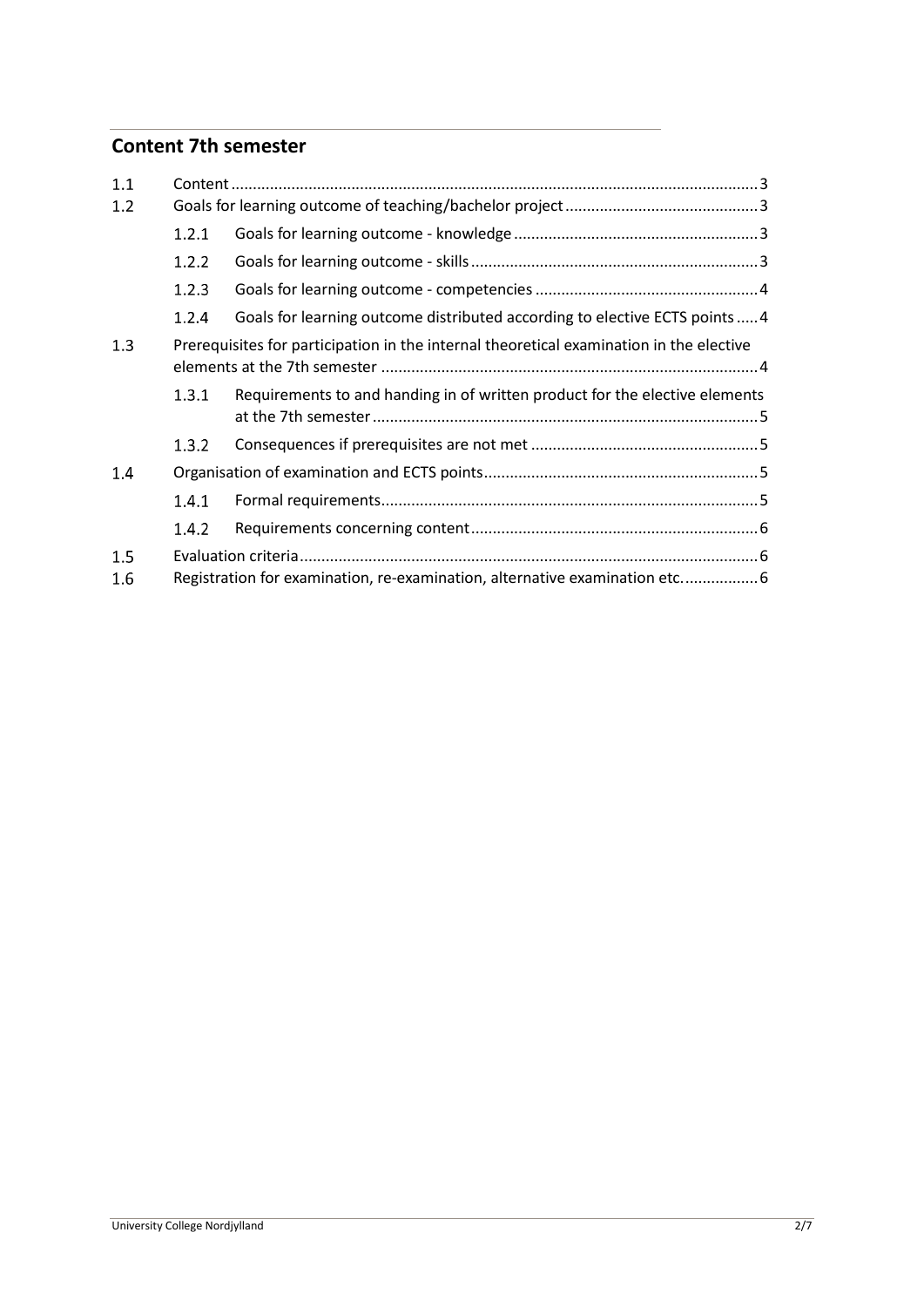## Content 7th semester

- 1.1 Content ... 3
- 1.2 Goals for learning outcome of teaching/bachelor project ... 3
  - 1.2.1 Goals for learning outcome - knowledge ... 3
  - 1.2.2 Goals for learning outcome - skills ... 3
  - 1.2.3 Goals for learning outcome - competencies ... 4
  - 1.2.4 Goals for learning outcome distributed according to elective ECTS points ... 4
- 1.3 Prerequisites for participation in the internal theoretical examination in the elective elements at the 7th semester ... 4
  - 1.3.1 Requirements to and handing in of written product for the elective elements at the 7th semester ... 5
  - 1.3.2 Consequences if prerequisites are not met ... 5
- 1.4 Organisation of examination and ECTS points ... 5
  - 1.4.1 Formal requirements ... 5
  - 1.4.2 Requirements concerning content ... 6
- 1.5 Evaluation criteria ... 6
- 1.6 Registration for examination, re-examination, alternative examination etc. ... 6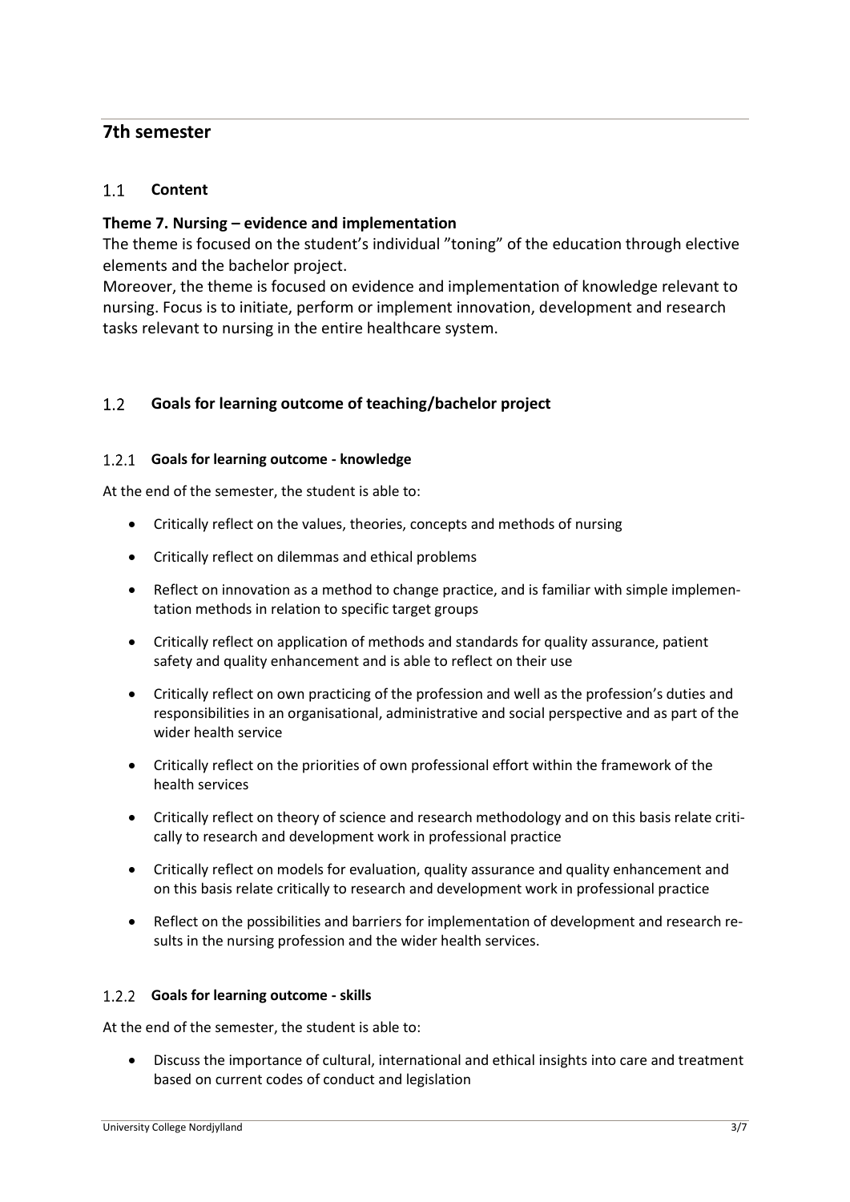# 7th semester

## 1.1 Content

**Theme 7. Nursing – evidence and implementation**

The theme is focused on the student's individual "toning" of the education through elective elements and the bachelor project.

Moreover, the theme is focused on evidence and implementation of knowledge relevant to nursing. Focus is to initiate, perform or implement innovation, development and research tasks relevant to nursing in the entire healthcare system.

## 1.2 Goals for learning outcome of teaching/bachelor project

### 1.2.1 Goals for learning outcome - knowledge

At the end of the semester, the student is able to:

- Critically reflect on the values, theories, concepts and methods of nursing
- Critically reflect on dilemmas and ethical problems
- Reflect on innovation as a method to change practice, and is familiar with simple implementation methods in relation to specific target groups
- Critically reflect on application of methods and standards for quality assurance, patient safety and quality enhancement and is able to reflect on their use
- Critically reflect on own practicing of the profession and well as the profession's duties and responsibilities in an organisational, administrative and social perspective and as part of the wider health service
- Critically reflect on the priorities of own professional effort within the framework of the health services
- Critically reflect on theory of science and research methodology and on this basis relate critically to research and development work in professional practice
- Critically reflect on models for evaluation, quality assurance and quality enhancement and on this basis relate critically to research and development work in professional practice
- Reflect on the possibilities and barriers for implementation of development and research results in the nursing profession and the wider health services.

### 1.2.2 Goals for learning outcome - skills

At the end of the semester, the student is able to:

- Discuss the importance of cultural, international and ethical insights into care and treatment based on current codes of conduct and legislation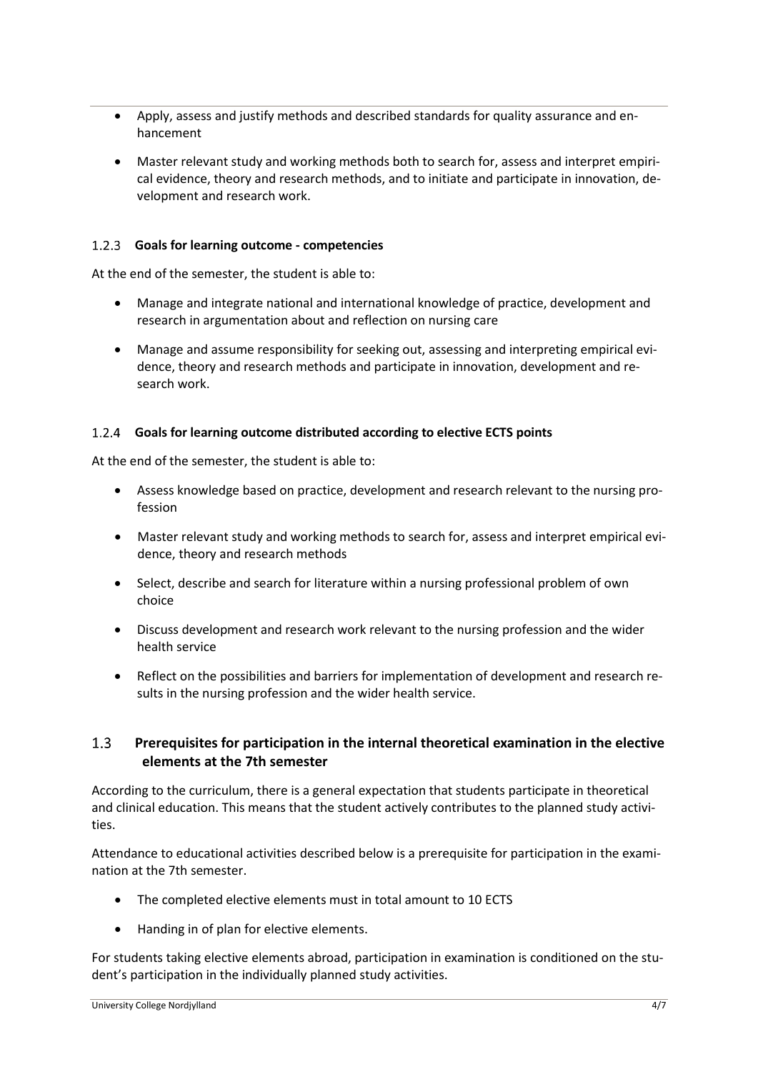- Apply, assess and justify methods and described standards for quality assurance and enhancement
- Master relevant study and working methods both to search for, assess and interpret empirical evidence, theory and research methods, and to initiate and participate in innovation, development and research work.

### 1.2.3 Goals for learning outcome - competencies

At the end of the semester, the student is able to:

- Manage and integrate national and international knowledge of practice, development and research in argumentation about and reflection on nursing care
- Manage and assume responsibility for seeking out, assessing and interpreting empirical evidence, theory and research methods and participate in innovation, development and research work.

### 1.2.4 Goals for learning outcome distributed according to elective ECTS points

At the end of the semester, the student is able to:

- Assess knowledge based on practice, development and research relevant to the nursing profession
- Master relevant study and working methods to search for, assess and interpret empirical evidence, theory and research methods
- Select, describe and search for literature within a nursing professional problem of own choice
- Discuss development and research work relevant to the nursing profession and the wider health service
- Reflect on the possibilities and barriers for implementation of development and research results in the nursing profession and the wider health service.

## 1.3 Prerequisites for participation in the internal theoretical examination in the elective elements at the 7th semester

According to the curriculum, there is a general expectation that students participate in theoretical and clinical education. This means that the student actively contributes to the planned study activities.

Attendance to educational activities described below is a prerequisite for participation in the examination at the 7th semester.

- The completed elective elements must in total amount to 10 ECTS
- Handing in of plan for elective elements.

For students taking elective elements abroad, participation in examination is conditioned on the student's participation in the individually planned study activities.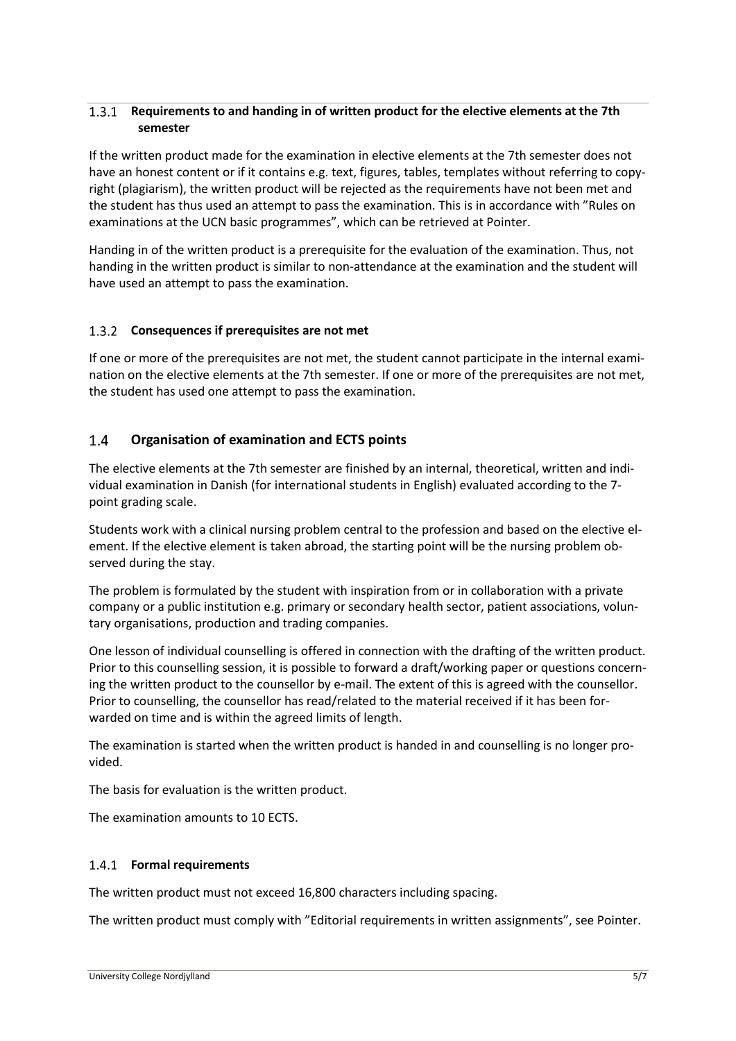### 1.3.1 Requirements to and handing in of written product for the elective elements at the 7th semester

If the written product made for the examination in elective elements at the 7th semester does not have an honest content or if it contains e.g. text, figures, tables, templates without referring to copyright (plagiarism), the written product will be rejected as the requirements have not been met and the student has thus used an attempt to pass the examination. This is in accordance with "Rules on examinations at the UCN basic programmes", which can be retrieved at Pointer.

Handing in of the written product is a prerequisite for the evaluation of the examination. Thus, not handing in the written product is similar to non-attendance at the examination and the student will have used an attempt to pass the examination.

### 1.3.2 Consequences if prerequisites are not met

If one or more of the prerequisites are not met, the student cannot participate in the internal examination on the elective elements at the 7th semester. If one or more of the prerequisites are not met, the student has used one attempt to pass the examination.

## 1.4 Organisation of examination and ECTS points

The elective elements at the 7th semester are finished by an internal, theoretical, written and individual examination in Danish (for international students in English) evaluated according to the 7-point grading scale.

Students work with a clinical nursing problem central to the profession and based on the elective element. If the elective element is taken abroad, the starting point will be the nursing problem observed during the stay.

The problem is formulated by the student with inspiration from or in collaboration with a private company or a public institution e.g. primary or secondary health sector, patient associations, voluntary organisations, production and trading companies.

One lesson of individual counselling is offered in connection with the drafting of the written product. Prior to this counselling session, it is possible to forward a draft/working paper or questions concerning the written product to the counsellor by e-mail. The extent of this is agreed with the counsellor. Prior to counselling, the counsellor has read/related to the material received if it has been forwarded on time and is within the agreed limits of length.

The examination is started when the written product is handed in and counselling is no longer provided.

The basis for evaluation is the written product.

The examination amounts to 10 ECTS.

### 1.4.1 Formal requirements

The written product must not exceed 16,800 characters including spacing.

The written product must comply with "Editorial requirements in written assignments", see Pointer.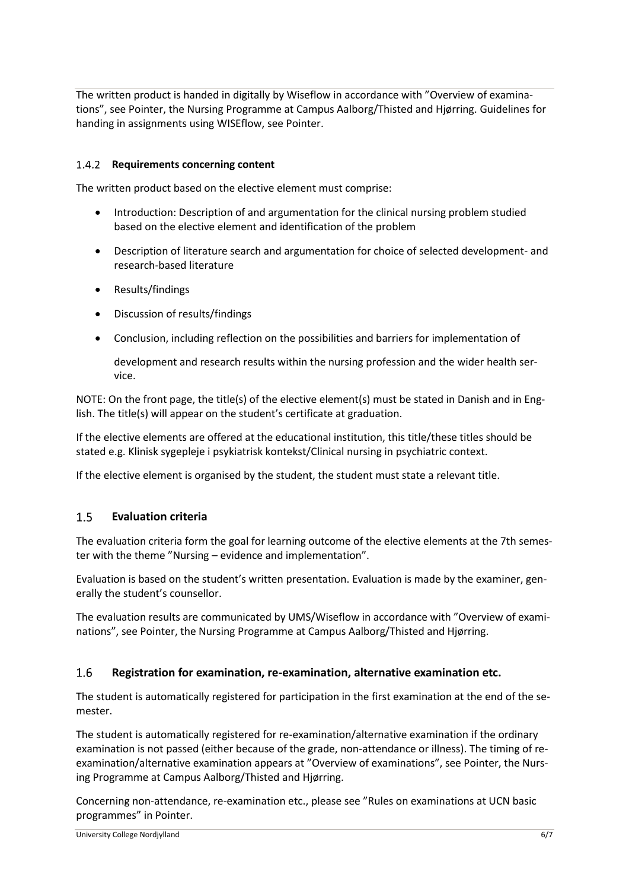The written product is handed in digitally by Wiseflow in accordance with "Overview of examinations", see Pointer, the Nursing Programme at Campus Aalborg/Thisted and Hjørring. Guidelines for handing in assignments using WISEflow, see Pointer.

### 1.4.2 Requirements concerning content

The written product based on the elective element must comprise:

- Introduction: Description of and argumentation for the clinical nursing problem studied based on the elective element and identification of the problem
- Description of literature search and argumentation for choice of selected development- and research-based literature
- Results/findings
- Discussion of results/findings
- Conclusion, including reflection on the possibilities and barriers for implementation of

  development and research results within the nursing profession and the wider health service.

NOTE: On the front page, the title(s) of the elective element(s) must be stated in Danish and in English. The title(s) will appear on the student's certificate at graduation.

If the elective elements are offered at the educational institution, this title/these titles should be stated e.g. Klinisk sygepleje i psykiatrisk kontekst/Clinical nursing in psychiatric context.

If the elective element is organised by the student, the student must state a relevant title.

## 1.5 Evaluation criteria

The evaluation criteria form the goal for learning outcome of the elective elements at the 7th semester with the theme "Nursing – evidence and implementation".

Evaluation is based on the student's written presentation. Evaluation is made by the examiner, generally the student's counsellor.

The evaluation results are communicated by UMS/Wiseflow in accordance with "Overview of examinations", see Pointer, the Nursing Programme at Campus Aalborg/Thisted and Hjørring.

## 1.6 Registration for examination, re-examination, alternative examination etc.

The student is automatically registered for participation in the first examination at the end of the semester.

The student is automatically registered for re-examination/alternative examination if the ordinary examination is not passed (either because of the grade, non-attendance or illness). The timing of re-examination/alternative examination appears at "Overview of examinations", see Pointer, the Nursing Programme at Campus Aalborg/Thisted and Hjørring.

Concerning non-attendance, re-examination etc., please see "Rules on examinations at UCN basic programmes" in Pointer.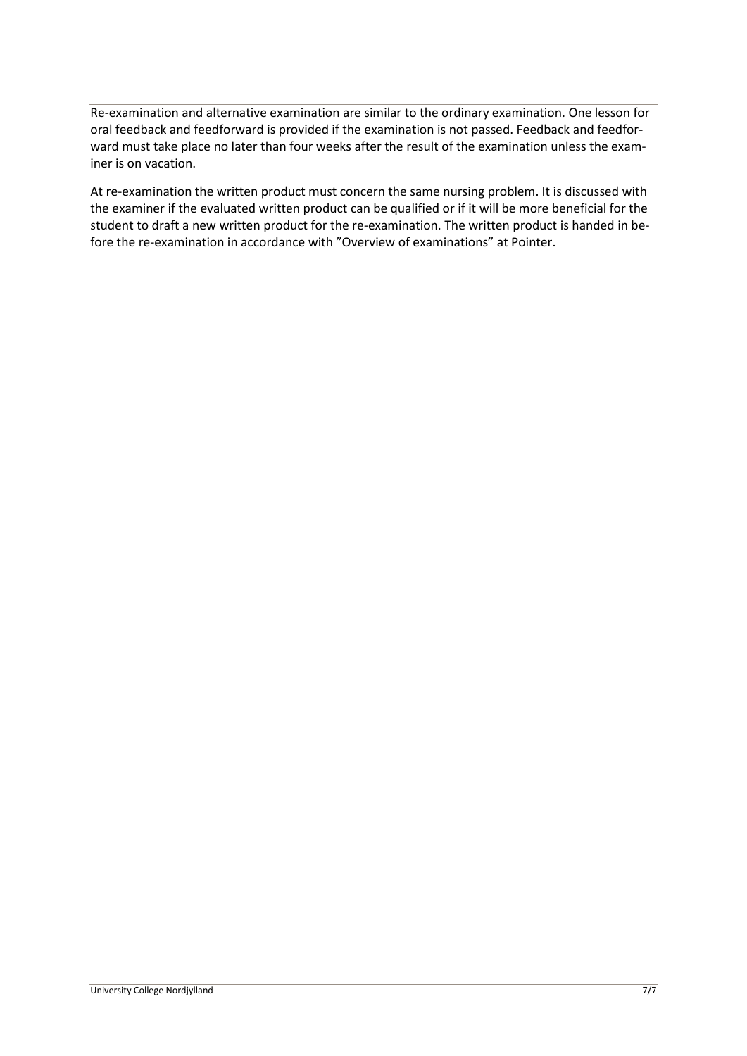Re-examination and alternative examination are similar to the ordinary examination. One lesson for oral feedback and feedforward is provided if the examination is not passed. Feedback and feedforward must take place no later than four weeks after the result of the examination unless the examiner is on vacation.

At re-examination the written product must concern the same nursing problem. It is discussed with the examiner if the evaluated written product can be qualified or if it will be more beneficial for the student to draft a new written product for the re-examination. The written product is handed in before the re-examination in accordance with "Overview of examinations" at Pointer.